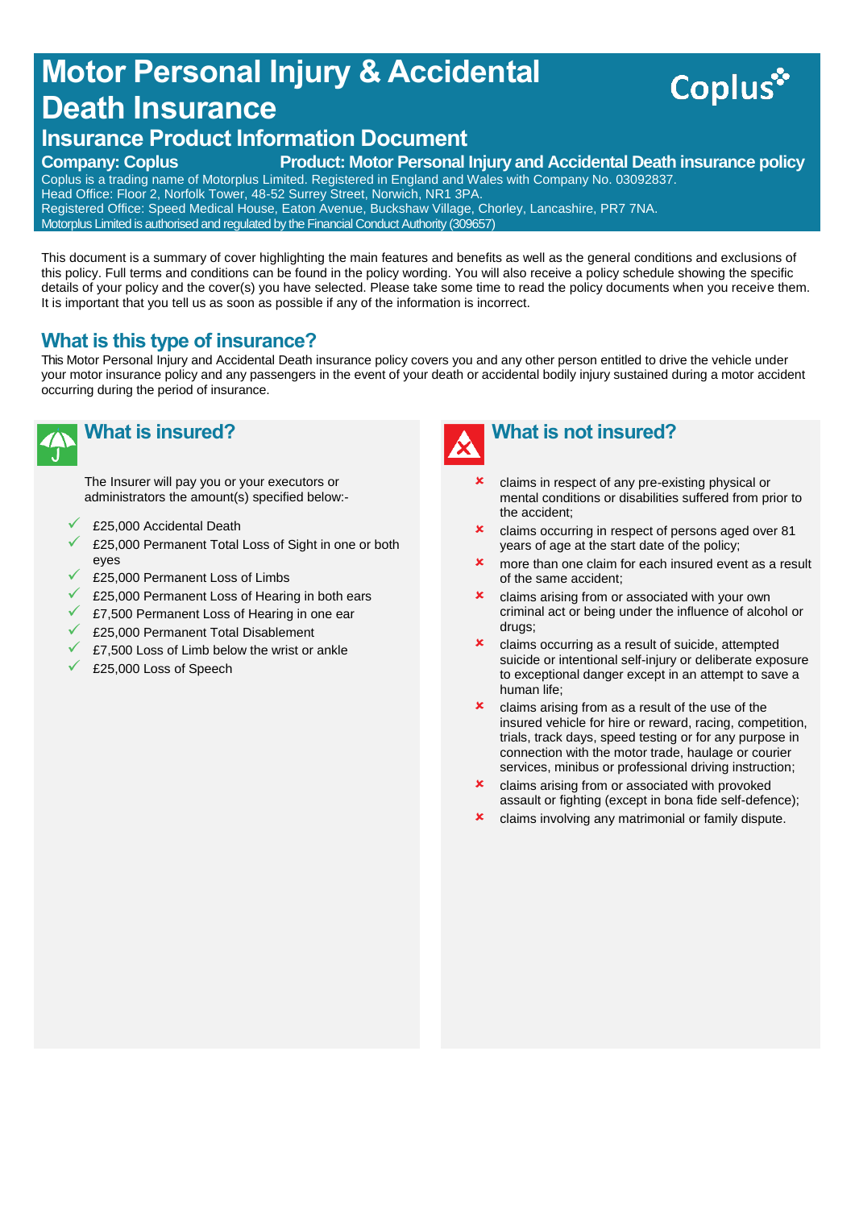# Motor Personal Injury & Accidental Death Insurance

Coplus

## Insurance Product Information Document

**Company: Coplus** **Product: Motor Personal Injury and Accidental Death insurance policy**

Coplus is a trading name of Motorplus Limited. Registered in England and Wales with Company No. 03092837.
Head Office: Floor 2, Norfolk Tower, 48-52 Surrey Street, Norwich, NR1 3PA.
Registered Office: Speed Medical House, Eaton Avenue, Buckshaw Village, Chorley, Lancashire, PR7 7NA.
Motorplus Limited is authorised and regulated by the Financial Conduct Authority (309657)

This document is a summary of cover highlighting the main features and benefits as well as the general conditions and exclusions of this policy. Full terms and conditions can be found in the policy wording. You will also receive a policy schedule showing the specific details of your policy and the cover(s) you have selected. Please take some time to read the policy documents when you receive them. It is important that you tell us as soon as possible if any of the information is incorrect.

## What is this type of insurance?

This Motor Personal Injury and Accidental Death insurance policy covers you and any other person entitled to drive the vehicle under your motor insurance policy and any passengers in the event of your death or accidental bodily injury sustained during a motor accident occurring during the period of insurance.

## What is insured?

The Insurer will pay you or your executors or administrators the amount(s) specified below:-

- ✓ £25,000 Accidental Death
- ✓ £25,000 Permanent Total Loss of Sight in one or both eyes
- ✓ £25,000 Permanent Loss of Limbs
- ✓ £25,000 Permanent Loss of Hearing in both ears
- ✓ £7,500 Permanent Loss of Hearing in one ear
- ✓ £25,000 Permanent Total Disablement
- ✓ £7,500 Loss of Limb below the wrist or ankle
- ✓ £25,000 Loss of Speech

## What is not insured?

- ✗ claims in respect of any pre-existing physical or mental conditions or disabilities suffered from prior to the accident;
- ✗ claims occurring in respect of persons aged over 81 years of age at the start date of the policy;
- ✗ more than one claim for each insured event as a result of the same accident;
- ✗ claims arising from or associated with your own criminal act or being under the influence of alcohol or drugs;
- ✗ claims occurring as a result of suicide, attempted suicide or intentional self-injury or deliberate exposure to exceptional danger except in an attempt to save a human life;
- ✗ claims arising from as a result of the use of the insured vehicle for hire or reward, racing, competition, trials, track days, speed testing or for any purpose in connection with the motor trade, haulage or courier services, minibus or professional driving instruction;
- ✗ claims arising from or associated with provoked assault or fighting (except in bona fide self-defence);
- ✗ claims involving any matrimonial or family dispute.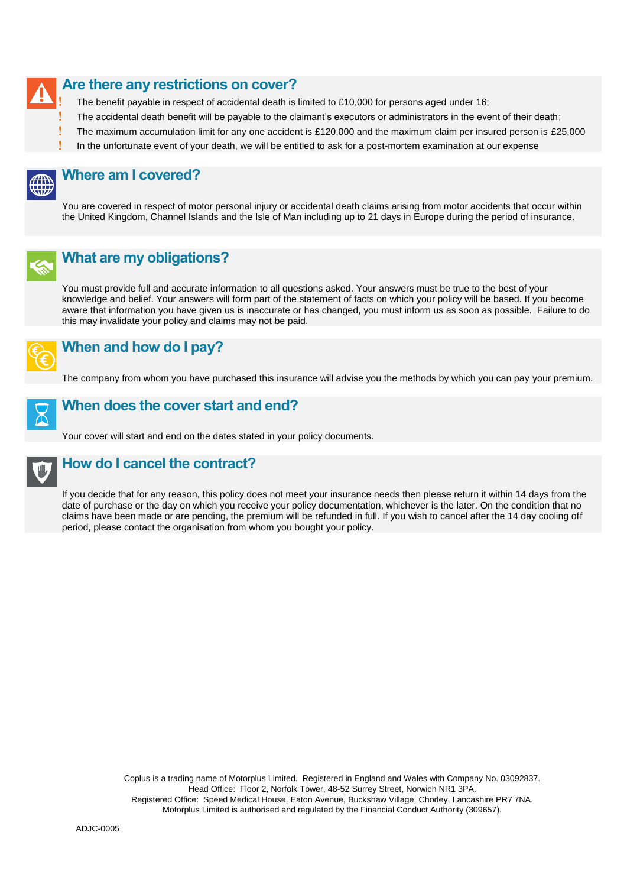## Are there any restrictions on cover?

- ! The benefit payable in respect of accidental death is limited to £10,000 for persons aged under 16;
- ! The accidental death benefit will be payable to the claimant's executors or administrators in the event of their death;
- ! The maximum accumulation limit for any one accident is £120,000 and the maximum claim per insured person is £25,000
- ! In the unfortunate event of your death, we will be entitled to ask for a post-mortem examination at our expense

## Where am I covered?

You are covered in respect of motor personal injury or accidental death claims arising from motor accidents that occur within the United Kingdom, Channel Islands and the Isle of Man including up to 21 days in Europe during the period of insurance.

## What are my obligations?

You must provide full and accurate information to all questions asked. Your answers must be true to the best of your knowledge and belief. Your answers will form part of the statement of facts on which your policy will be based. If you become aware that information you have given us is inaccurate or has changed, you must inform us as soon as possible. Failure to do this may invalidate your policy and claims may not be paid.

## When and how do I pay?

The company from whom you have purchased this insurance will advise you the methods by which you can pay your premium.

## When does the cover start and end?

Your cover will start and end on the dates stated in your policy documents.

## How do I cancel the contract?

If you decide that for any reason, this policy does not meet your insurance needs then please return it within 14 days from the date of purchase or the day on which you receive your policy documentation, whichever is the later. On the condition that no claims have been made or are pending, the premium will be refunded in full. If you wish to cancel after the 14 day cooling off period, please contact the organisation from whom you bought your policy.

Coplus is a trading name of Motorplus Limited. Registered in England and Wales with Company No. 03092837.
Head Office: Floor 2, Norfolk Tower, 48-52 Surrey Street, Norwich NR1 3PA.
Registered Office: Speed Medical House, Eaton Avenue, Buckshaw Village, Chorley, Lancashire PR7 7NA.
Motorplus Limited is authorised and regulated by the Financial Conduct Authority (309657).

ADJC-0005